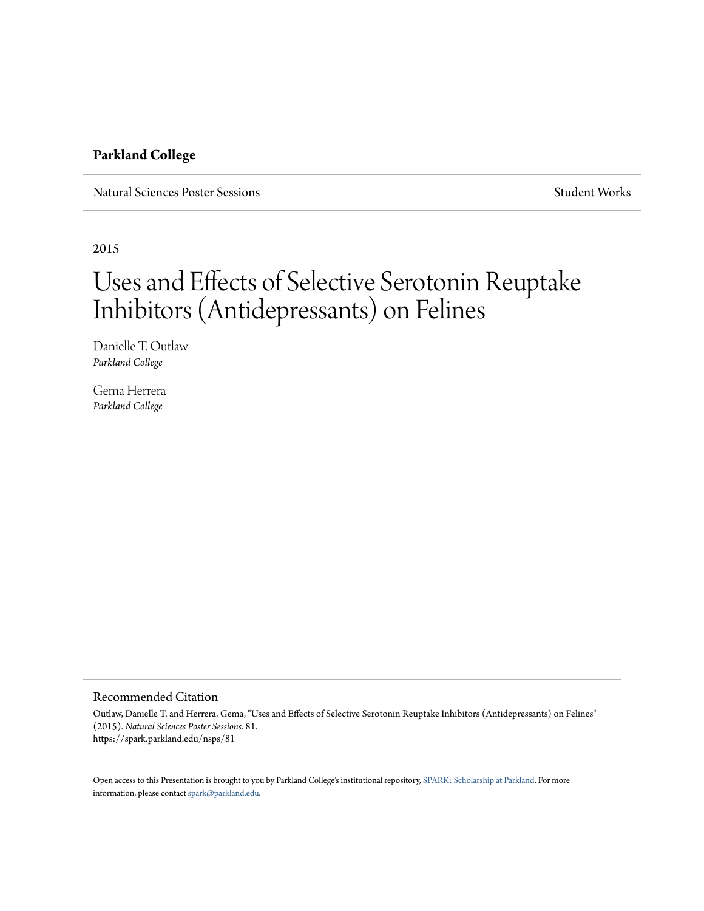**Parkland College**

Natural Sciences Poster Sessions | Student Works

2015

# Uses and Effects of Selective Serotonin Reuptake Inhibitors (Antidepressants) on Felines

Danielle T. Outlaw
*Parkland College*

Gema Herrera
*Parkland College*

## Recommended Citation

Outlaw, Danielle T. and Herrera, Gema, "Uses and Effects of Selective Serotonin Reuptake Inhibitors (Antidepressants) on Felines" (2015). *Natural Sciences Poster Sessions*. 81.
https://spark.parkland.edu/nsps/81

Open access to this Presentation is brought to you by Parkland College's institutional repository, SPARK: Scholarship at Parkland. For more information, please contact spark@parkland.edu.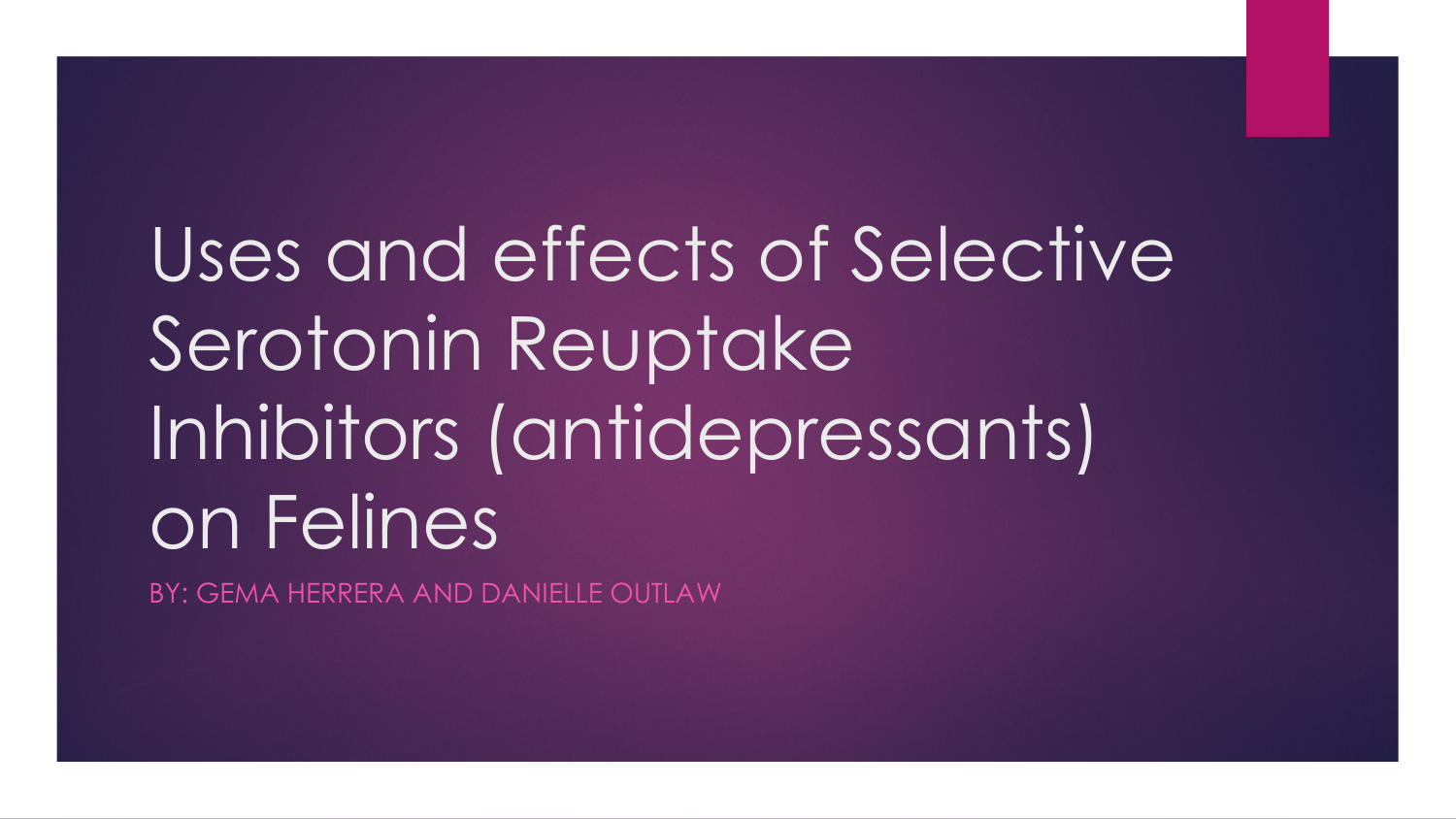# Uses and effects of Selective Serotonin Reuptake Inhibitors (antidepressants) on Felines

BY: GEMA HERRERA AND DANIELLE OUTLAW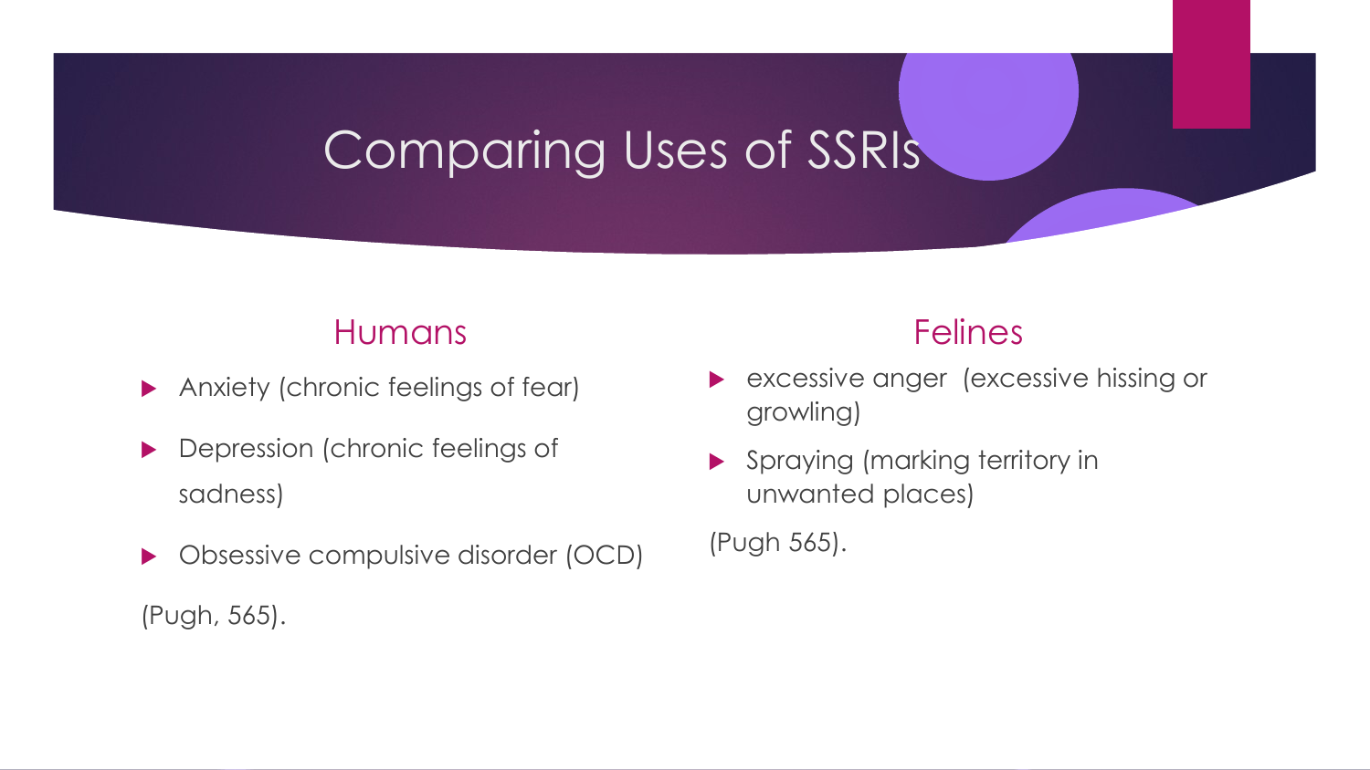# Comparing Uses of SSRIs

## Humans

- Anxiety (chronic feelings of fear)
- Depression (chronic feelings of sadness)
- Obsessive compulsive disorder (OCD)

(Pugh, 565).

## Felines

- excessive anger  (excessive hissing or growling)
- Spraying (marking territory in unwanted places)

(Pugh 565).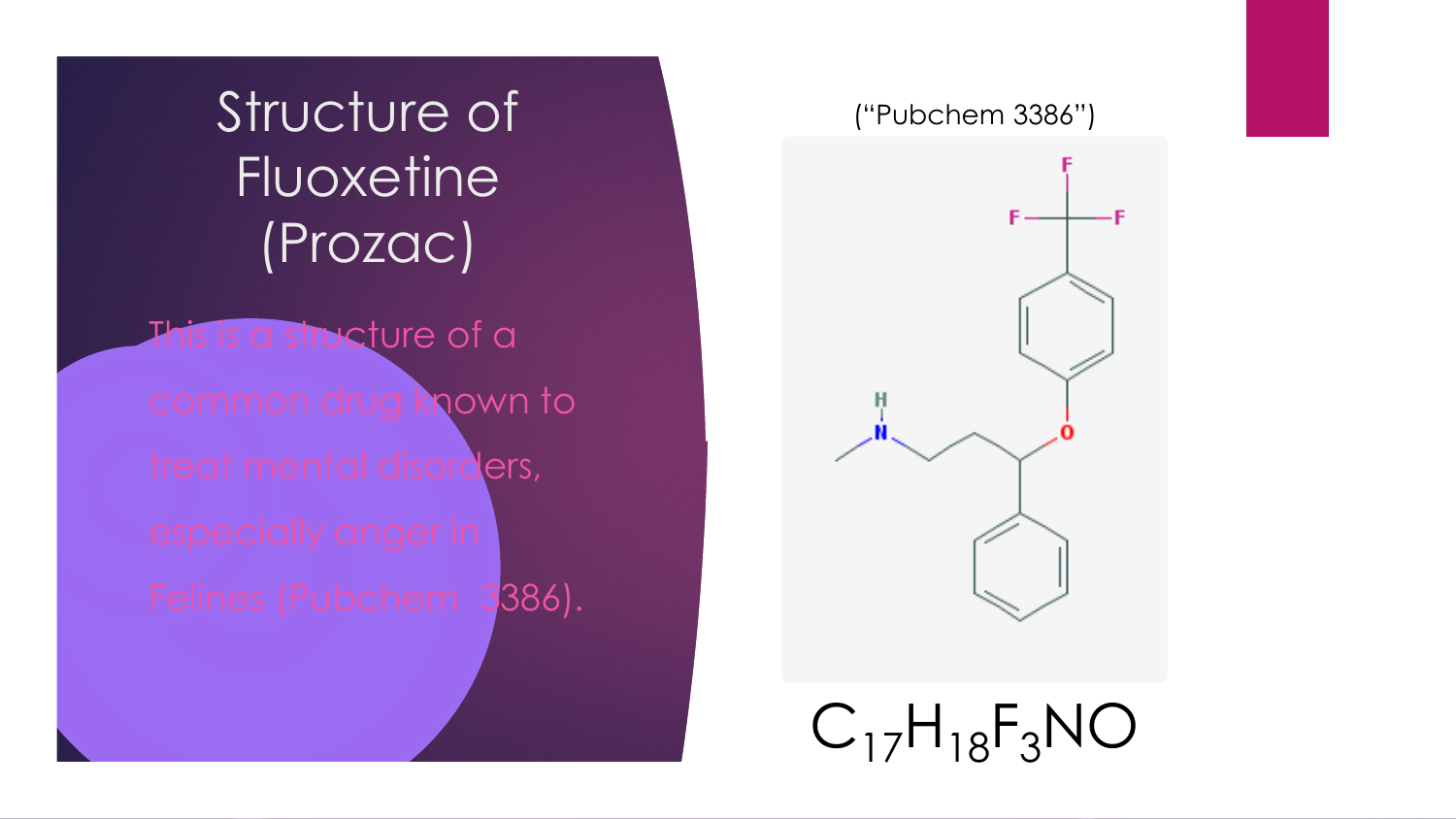# Structure of Fluoxetine (Prozac)

This is a structure of a common drug known to treat mental disorders, especially anger in Felines (Pubchem 3386).

("Pubchem 3386")

$C_{17}H_{18}F_3NO$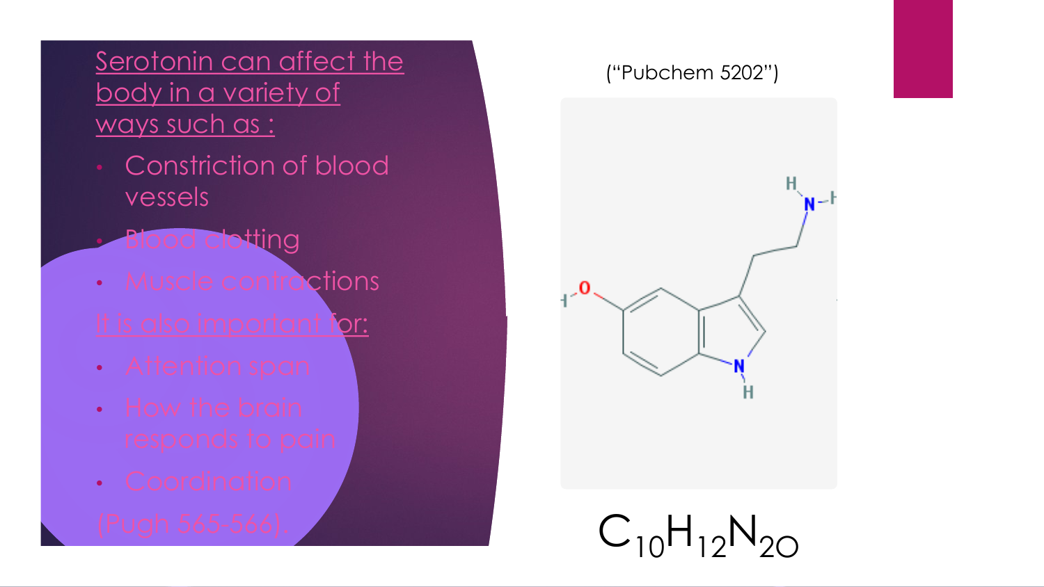Serotonin can affect the body in a variety of ways such as :

- Constriction of blood vessels
- Blood clotting
- Muscle contractions

It is also important for:

- Attention span
- How the brain responds to pain
- Coordination

(Pugh 565-566).

("Pubchem 5202")

$C_{10}H_{12}N_{2}O$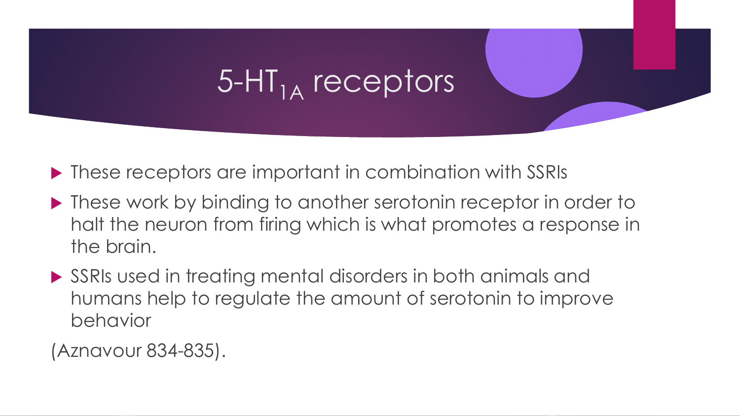# 5-$HT_{1A}$ receptors

- These receptors are important in combination with SSRIs
- These work by binding to another serotonin receptor in order to halt the neuron from firing which is what promotes a response in the brain.
- SSRIs used in treating mental disorders in both animals and humans help to regulate the amount of serotonin to improve behavior

(Aznavour 834-835).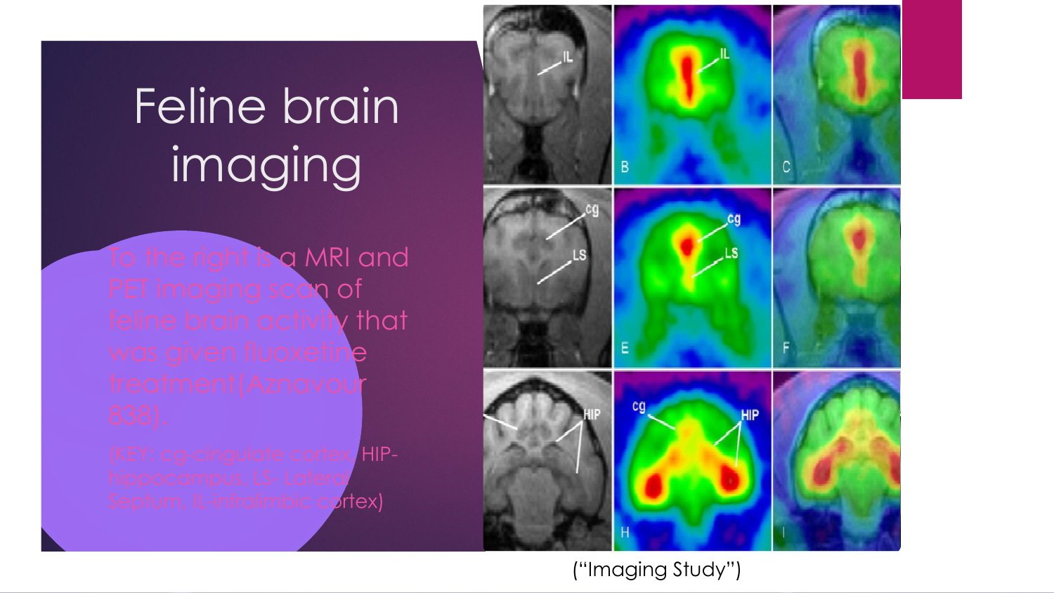# Feline brain imaging

To the right is a MRI and PET imaging scan of feline brain activity that was given fluoxetine treatment(Aznavour 838).

(KEY: cg-cingulate cortex, HIP-hippocampus, LS- Lateral Septum, IL-infralimbic cortex)

(“Imaging Study”)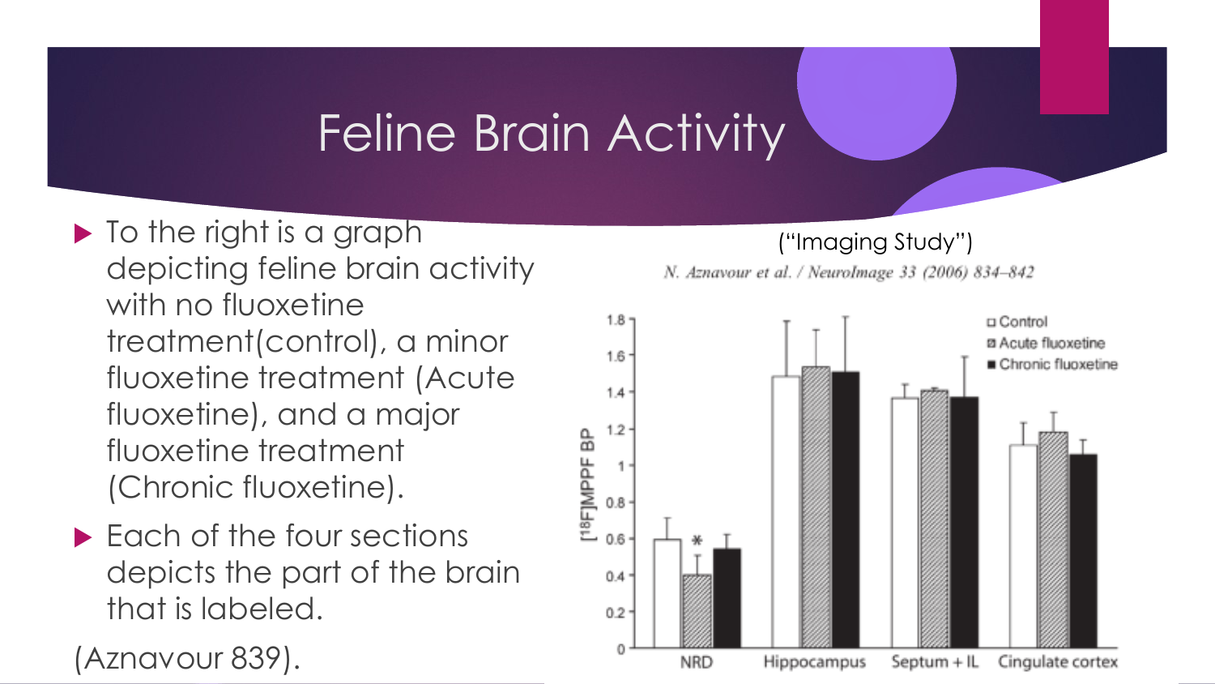# Feline Brain Activity

- To the right is a graph depicting feline brain activity with no fluoxetine treatment(control), a minor fluoxetine treatment (Acute fluoxetine), and a major fluoxetine treatment (Chronic fluoxetine).
- Each of the four sections depicts the part of the brain that is labeled.

(Aznavour 839).

("Imaging Study")

*N. Aznavour et al. / NeuroImage 33 (2006) 834–842*

□ Control
▨ Acute fluoxetine
■ Chronic fluoxetine

$[^{18}F]$MPPF BP

NRD | Hippocampus | Septum + IL | Cingulate cortex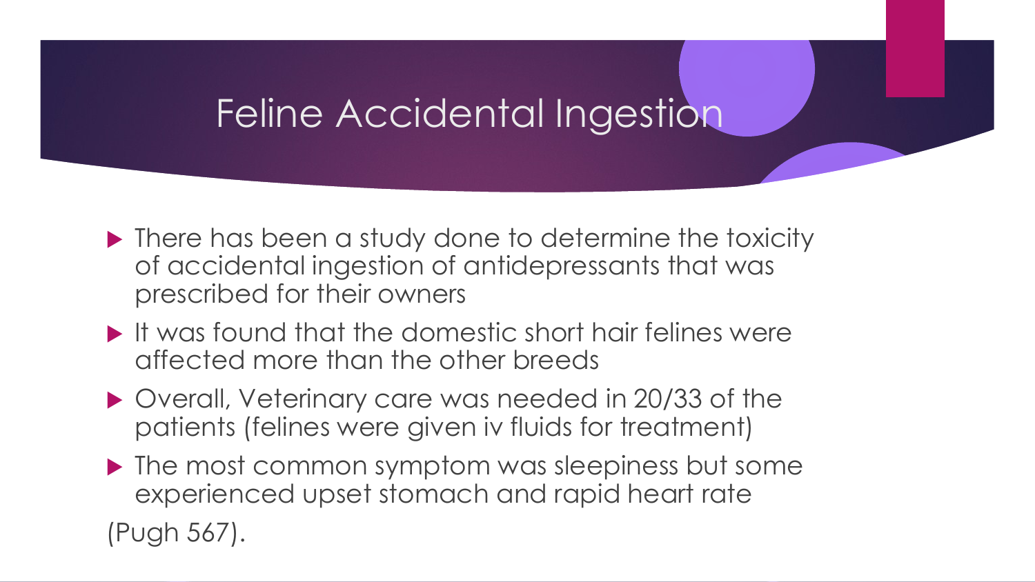# Feline Accidental Ingestion

- There has been a study done to determine the toxicity of accidental ingestion of antidepressants that was prescribed for their owners
- It was found that the domestic short hair felines were affected more than the other breeds
- Overall, Veterinary care was needed in 20/33 of the patients (felines were given iv fluids for treatment)
- The most common symptom was sleepiness but some experienced upset stomach and rapid heart rate

(Pugh 567).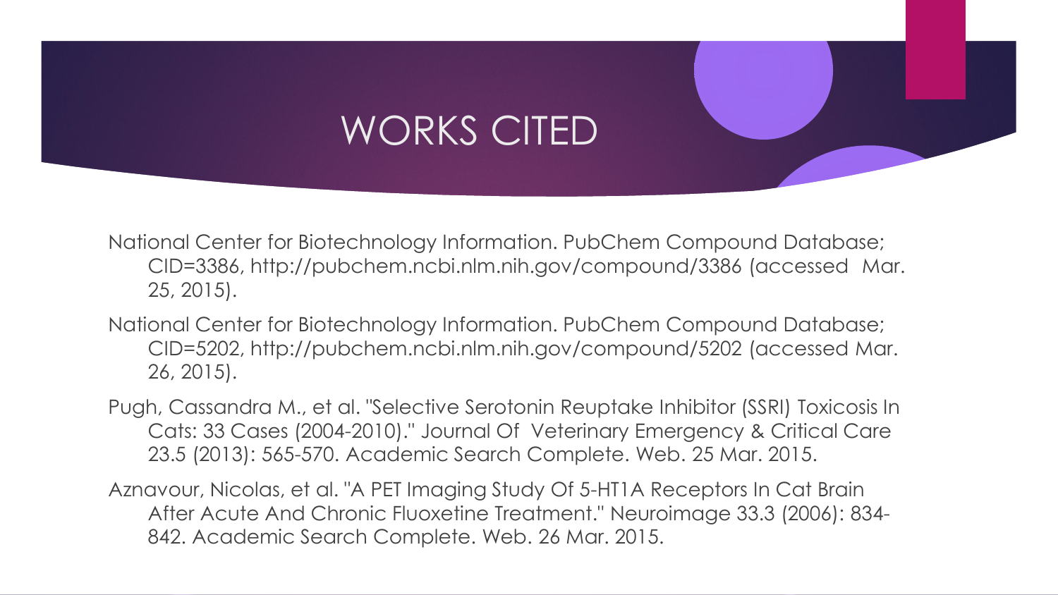# WORKS CITED

National Center for Biotechnology Information. PubChem Compound Database; CID=3386, http://pubchem.ncbi.nlm.nih.gov/compound/3386 (accessed Mar. 25, 2015).

National Center for Biotechnology Information. PubChem Compound Database; CID=5202, http://pubchem.ncbi.nlm.nih.gov/compound/5202 (accessed Mar. 26, 2015).

Pugh, Cassandra M., et al. "Selective Serotonin Reuptake Inhibitor (SSRI) Toxicosis In Cats: 33 Cases (2004-2010)." Journal Of Veterinary Emergency & Critical Care 23.5 (2013): 565-570. Academic Search Complete. Web. 25 Mar. 2015.

Aznavour, Nicolas, et al. "A PET Imaging Study Of 5-HT1A Receptors In Cat Brain After Acute And Chronic Fluoxetine Treatment." Neuroimage 33.3 (2006): 834-842. Academic Search Complete. Web. 26 Mar. 2015.